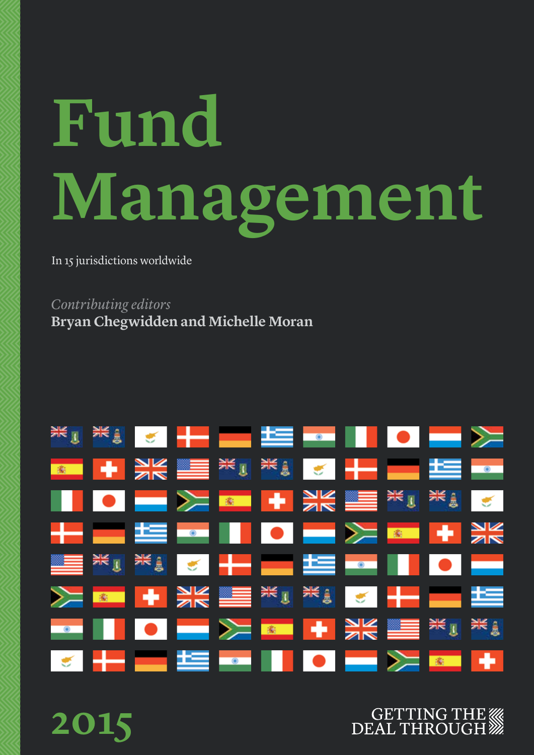# Fund Management

In 15 jurisdictions worldwide

*Contributing editors*
**Bryan Chegwidden and Michelle Moran**

2015

GETTING THE DEAL THROUGH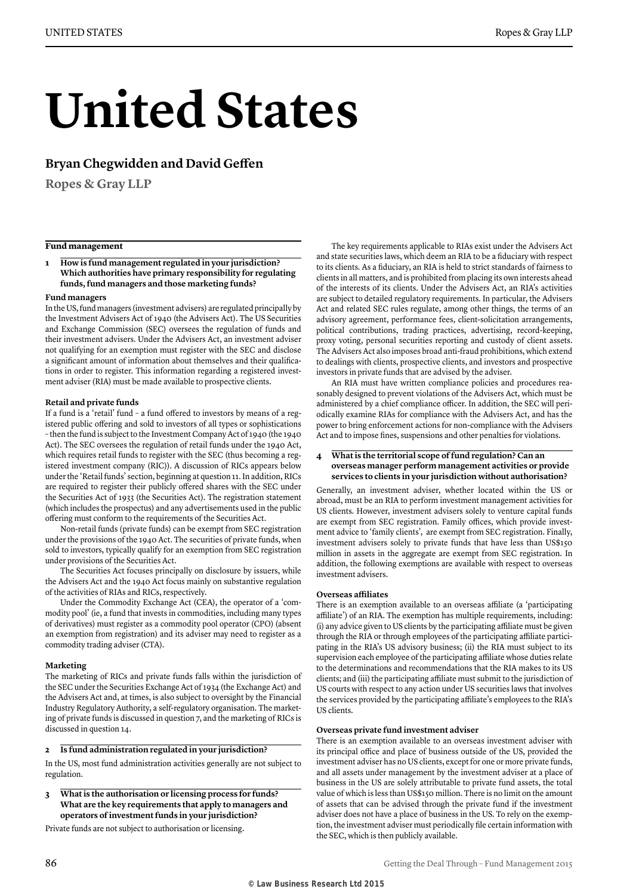# United States

## Bryan Chegwidden and David Geffen

**Ropes & Gray LLP**

### Fund management

**1 How is fund management regulated in your jurisdiction? Which authorities have primary responsibility for regulating funds, fund managers and those marketing funds?**

**Fund managers**

In the US, fund managers (investment advisers) are regulated principally by the Investment Advisers Act of 1940 (the Advisers Act). The US Securities and Exchange Commission (SEC) oversees the regulation of funds and their investment advisers. Under the Advisers Act, an investment adviser not qualifying for an exemption must register with the SEC and disclose a significant amount of information about themselves and their qualifications in order to register. This information regarding a registered investment adviser (RIA) must be made available to prospective clients.

**Retail and private funds**

If a fund is a 'retail' fund – a fund offered to investors by means of a registered public offering and sold to investors of all types or sophistications – then the fund is subject to the Investment Company Act of 1940 (the 1940 Act). The SEC oversees the regulation of retail funds under the 1940 Act, which requires retail funds to register with the SEC (thus becoming a registered investment company (RIC)). A discussion of RICs appears below under the 'Retail funds' section, beginning at question 11. In addition, RICs are required to register their publicly offered shares with the SEC under the Securities Act of 1933 (the Securities Act). The registration statement (which includes the prospectus) and any advertisements used in the public offering must conform to the requirements of the Securities Act.

Non-retail funds (private funds) can be exempt from SEC registration under the provisions of the 1940 Act. The securities of private funds, when sold to investors, typically qualify for an exemption from SEC registration under provisions of the Securities Act.

The Securities Act focuses principally on disclosure by issuers, while the Advisers Act and the 1940 Act focus mainly on substantive regulation of the activities of RIAs and RICs, respectively.

Under the Commodity Exchange Act (CEA), the operator of a 'commodity pool' (ie, a fund that invests in commodities, including many types of derivatives) must register as a commodity pool operator (CPO) (absent an exemption from registration) and its adviser may need to register as a commodity trading adviser (CTA).

**Marketing**

The marketing of RICs and private funds falls within the jurisdiction of the SEC under the Securities Exchange Act of 1934 (the Exchange Act) and the Advisers Act and, at times, is also subject to oversight by the Financial Industry Regulatory Authority, a self-regulatory organisation. The marketing of private funds is discussed in question 7, and the marketing of RICs is discussed in question 14.

**2 Is fund administration regulated in your jurisdiction?**

In the US, most fund administration activities generally are not subject to regulation.

**3 What is the authorisation or licensing process for funds? What are the key requirements that apply to managers and operators of investment funds in your jurisdiction?**

Private funds are not subject to authorisation or licensing.

The key requirements applicable to RIAs exist under the Advisers Act and state securities laws, which deem an RIA to be a fiduciary with respect to its clients. As a fiduciary, an RIA is held to strict standards of fairness to clients in all matters, and is prohibited from placing its own interests ahead of the interests of its clients. Under the Advisers Act, an RIA's activities are subject to detailed regulatory requirements. In particular, the Advisers Act and related SEC rules regulate, among other things, the terms of an advisory agreement, performance fees, client-solicitation arrangements, political contributions, trading practices, advertising, record-keeping, proxy voting, personal securities reporting and custody of client assets. The Advisers Act also imposes broad anti-fraud prohibitions, which extend to dealings with clients, prospective clients, and investors and prospective investors in private funds that are advised by the adviser.

An RIA must have written compliance policies and procedures reasonably designed to prevent violations of the Advisers Act, which must be administered by a chief compliance officer. In addition, the SEC will periodically examine RIAs for compliance with the Advisers Act, and has the power to bring enforcement actions for non-compliance with the Advisers Act and to impose fines, suspensions and other penalties for violations.

**4 What is the territorial scope of fund regulation? Can an overseas manager perform management activities or provide services to clients in your jurisdiction without authorisation?**

Generally, an investment adviser, whether located within the US or abroad, must be an RIA to perform investment management activities for US clients. However, investment advisers solely to venture capital funds are exempt from SEC registration. Family offices, which provide investment advice to 'family clients', are exempt from SEC registration. Finally, investment advisers solely to private funds that have less than US$150 million in assets in the aggregate are exempt from SEC registration. In addition, the following exemptions are available with respect to overseas investment advisers.

**Overseas affiliates**

There is an exemption available to an overseas affiliate (a 'participating affiliate') of an RIA. The exemption has multiple requirements, including: (i) any advice given to US clients by the participating affiliate must be given through the RIA or through employees of the participating affiliate participating in the RIA's US advisory business; (ii) the RIA must subject to its supervision each employee of the participating affiliate whose duties relate to the determinations and recommendations that the RIA makes to its US clients; and (iii) the participating affiliate must submit to the jurisdiction of US courts with respect to any action under US securities laws that involves the services provided by the participating affiliate's employees to the RIA's US clients.

**Overseas private fund investment adviser**

There is an exemption available to an overseas investment adviser with its principal office and place of business outside of the US, provided the investment adviser has no US clients, except for one or more private funds, and all assets under management by the investment adviser at a place of business in the US are solely attributable to private fund assets, the total value of which is less than US$150 million. There is no limit on the amount of assets that can be advised through the private fund if the investment adviser does not have a place of business in the US. To rely on the exemption, the investment adviser must periodically file certain information with the SEC, which is then publicly available.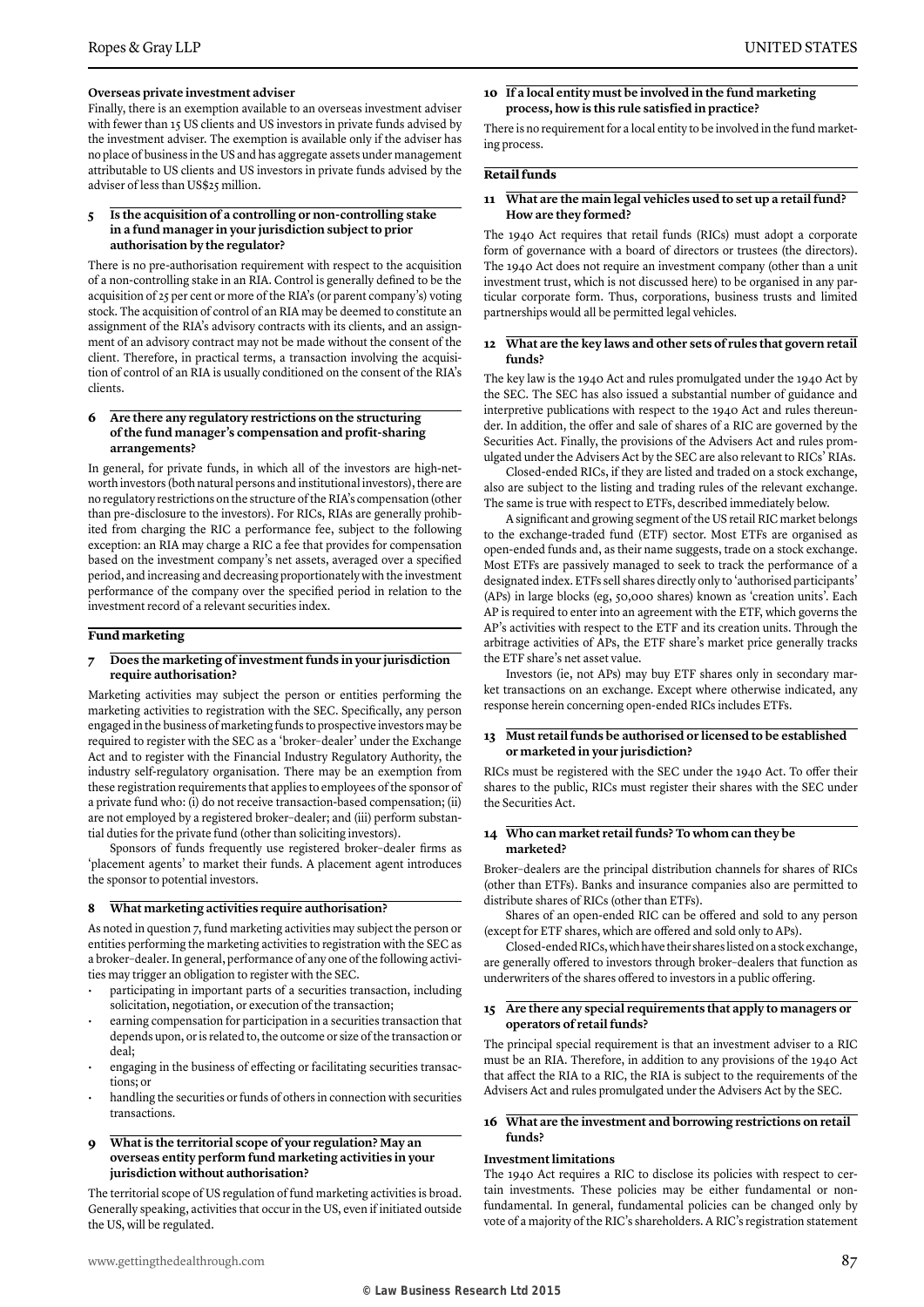**Overseas private investment adviser**

Finally, there is an exemption available to an overseas investment adviser with fewer than 15 US clients and US investors in private funds advised by the investment adviser. The exemption is available only if the adviser has no place of business in the US and has aggregate assets under management attributable to US clients and US investors in private funds advised by the adviser of less than US$25 million.

### 5 Is the acquisition of a controlling or non-controlling stake in a fund manager in your jurisdiction subject to prior authorisation by the regulator?

There is no pre-authorisation requirement with respect to the acquisition of a non-controlling stake in an RIA. Control is generally defined to be the acquisition of 25 per cent or more of the RIA's (or parent company's) voting stock. The acquisition of control of an RIA may be deemed to constitute an assignment of the RIA's advisory contracts with its clients, and an assignment of an advisory contract may not be made without the consent of the client. Therefore, in practical terms, a transaction involving the acquisition of control of an RIA is usually conditioned on the consent of the RIA's clients.

### 6 Are there any regulatory restrictions on the structuring of the fund manager's compensation and profit-sharing arrangements?

In general, for private funds, in which all of the investors are high-net-worth investors (both natural persons and institutional investors), there are no regulatory restrictions on the structure of the RIA's compensation (other than pre-disclosure to the investors). For RICs, RIAs are generally prohibited from charging the RIC a performance fee, subject to the following exception: an RIA may charge a RIC a fee that provides for compensation based on the investment company's net assets, averaged over a specified period, and increasing and decreasing proportionately with the investment performance of the company over the specified period in relation to the investment record of a relevant securities index.

## Fund marketing

### 7 Does the marketing of investment funds in your jurisdiction require authorisation?

Marketing activities may subject the person or entities performing the marketing activities to registration with the SEC. Specifically, any person engaged in the business of marketing funds to prospective investors may be required to register with the SEC as a 'broker–dealer' under the Exchange Act and to register with the Financial Industry Regulatory Authority, the industry self-regulatory organisation. There may be an exemption from these registration requirements that applies to employees of the sponsor of a private fund who: (i) do not receive transaction-based compensation; (ii) are not employed by a registered broker–dealer; and (iii) perform substantial duties for the private fund (other than soliciting investors).

Sponsors of funds frequently use registered broker–dealer firms as 'placement agents' to market their funds. A placement agent introduces the sponsor to potential investors.

### 8 What marketing activities require authorisation?

As noted in question 7, fund marketing activities may subject the person or entities performing the marketing activities to registration with the SEC as a broker–dealer. In general, performance of any one of the following activities may trigger an obligation to register with the SEC.

- participating in important parts of a securities transaction, including solicitation, negotiation, or execution of the transaction;
- earning compensation for participation in a securities transaction that depends upon, or is related to, the outcome or size of the transaction or deal;
- engaging in the business of effecting or facilitating securities transactions; or
- handling the securities or funds of others in connection with securities transactions.

### 9 What is the territorial scope of your regulation? May an overseas entity perform fund marketing activities in your jurisdiction without authorisation?

The territorial scope of US regulation of fund marketing activities is broad. Generally speaking, activities that occur in the US, even if initiated outside the US, will be regulated.

### 10 If a local entity must be involved in the fund marketing process, how is this rule satisfied in practice?

There is no requirement for a local entity to be involved in the fund marketing process.

## Retail funds

### 11 What are the main legal vehicles used to set up a retail fund? How are they formed?

The 1940 Act requires that retail funds (RICs) must adopt a corporate form of governance with a board of directors or trustees (the directors). The 1940 Act does not require an investment company (other than a unit investment trust, which is not discussed here) to be organised in any particular corporate form. Thus, corporations, business trusts and limited partnerships would all be permitted legal vehicles.

### 12 What are the key laws and other sets of rules that govern retail funds?

The key law is the 1940 Act and rules promulgated under the 1940 Act by the SEC. The SEC has also issued a substantial number of guidance and interpretive publications with respect to the 1940 Act and rules thereunder. In addition, the offer and sale of shares of a RIC are governed by the Securities Act. Finally, the provisions of the Advisers Act and rules promulgated under the Advisers Act by the SEC are also relevant to RICs' RIAs.

Closed-ended RICs, if they are listed and traded on a stock exchange, also are subject to the listing and trading rules of the relevant exchange. The same is true with respect to ETFs, described immediately below.

A significant and growing segment of the US retail RIC market belongs to the exchange-traded fund (ETF) sector. Most ETFs are organised as open-ended funds and, as their name suggests, trade on a stock exchange. Most ETFs are passively managed to seek to track the performance of a designated index. ETFs sell shares directly only to 'authorised participants' (APs) in large blocks (eg, 50,000 shares) known as 'creation units'. Each AP is required to enter into an agreement with the ETF, which governs the AP's activities with respect to the ETF and its creation units. Through the arbitrage activities of APs, the ETF share's market price generally tracks the ETF share's net asset value.

Investors (ie, not APs) may buy ETF shares only in secondary market transactions on an exchange. Except where otherwise indicated, any response herein concerning open-ended RICs includes ETFs.

### 13 Must retail funds be authorised or licensed to be established or marketed in your jurisdiction?

RICs must be registered with the SEC under the 1940 Act. To offer their shares to the public, RICs must register their shares with the SEC under the Securities Act.

### 14 Who can market retail funds? To whom can they be marketed?

Broker–dealers are the principal distribution channels for shares of RICs (other than ETFs). Banks and insurance companies also are permitted to distribute shares of RICs (other than ETFs).

Shares of an open-ended RIC can be offered and sold to any person (except for ETF shares, which are offered and sold only to APs).

Closed-ended RICs, which have their shares listed on a stock exchange, are generally offered to investors through broker–dealers that function as underwriters of the shares offered to investors in a public offering.

### 15 Are there any special requirements that apply to managers or operators of retail funds?

The principal special requirement is that an investment adviser to a RIC must be an RIA. Therefore, in addition to any provisions of the 1940 Act that affect the RIA to a RIC, the RIA is subject to the requirements of the Advisers Act and rules promulgated under the Advisers Act by the SEC.

### 16 What are the investment and borrowing restrictions on retail funds?

**Investment limitations**

The 1940 Act requires a RIC to disclose its policies with respect to certain investments. These policies may be either fundamental or non-fundamental. In general, fundamental policies can be changed only by vote of a majority of the RIC's shareholders. A RIC's registration statement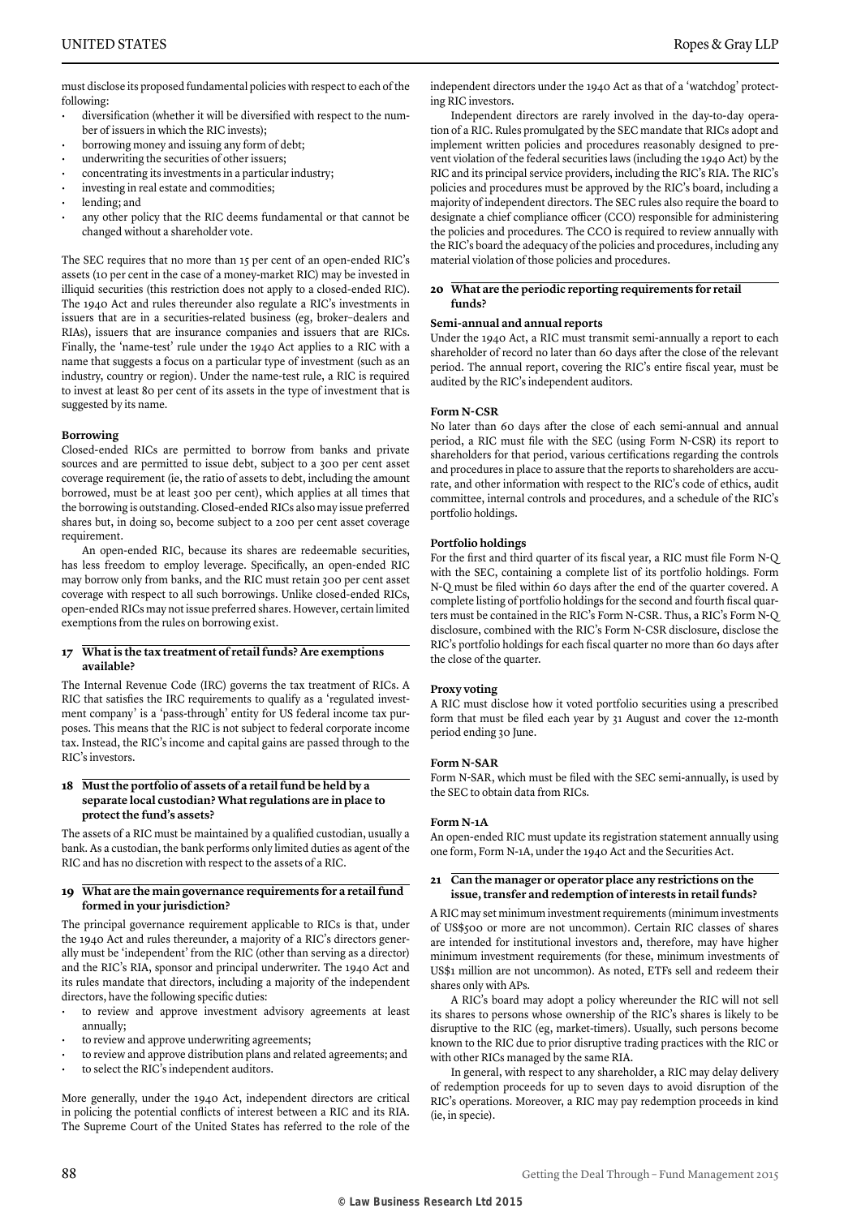must disclose its proposed fundamental policies with respect to each of the following:

- diversification (whether it will be diversified with respect to the number of issuers in which the RIC invests);
- borrowing money and issuing any form of debt;
- underwriting the securities of other issuers;
- concentrating its investments in a particular industry;
- investing in real estate and commodities;
- lending; and
- any other policy that the RIC deems fundamental or that cannot be changed without a shareholder vote.

The SEC requires that no more than 15 per cent of an open-ended RIC's assets (10 per cent in the case of a money-market RIC) may be invested in illiquid securities (this restriction does not apply to a closed-ended RIC). The 1940 Act and rules thereunder also regulate a RIC's investments in issuers that are in a securities-related business (eg, broker–dealers and RIAs), issuers that are insurance companies and issuers that are RICs. Finally, the 'name-test' rule under the 1940 Act applies to a RIC with a name that suggests a focus on a particular type of investment (such as an industry, country or region). Under the name-test rule, a RIC is required to invest at least 80 per cent of its assets in the type of investment that is suggested by its name.

**Borrowing**

Closed-ended RICs are permitted to borrow from banks and private sources and are permitted to issue debt, subject to a 300 per cent asset coverage requirement (ie, the ratio of assets to debt, including the amount borrowed, must be at least 300 per cent), which applies at all times that the borrowing is outstanding. Closed-ended RICs also may issue preferred shares but, in doing so, become subject to a 200 per cent asset coverage requirement.

An open-ended RIC, because its shares are redeemable securities, has less freedom to employ leverage. Specifically, an open-ended RIC may borrow only from banks, and the RIC must retain 300 per cent asset coverage with respect to all such borrowings. Unlike closed-ended RICs, open-ended RICs may not issue preferred shares. However, certain limited exemptions from the rules on borrowing exist.

### 17 What is the tax treatment of retail funds? Are exemptions available?

The Internal Revenue Code (IRC) governs the tax treatment of RICs. A RIC that satisfies the IRC requirements to qualify as a 'regulated investment company' is a 'pass-through' entity for US federal income tax purposes. This means that the RIC is not subject to federal corporate income tax. Instead, the RIC's income and capital gains are passed through to the RIC's investors.

### 18 Must the portfolio of assets of a retail fund be held by a separate local custodian? What regulations are in place to protect the fund's assets?

The assets of a RIC must be maintained by a qualified custodian, usually a bank. As a custodian, the bank performs only limited duties as agent of the RIC and has no discretion with respect to the assets of a RIC.

### 19 What are the main governance requirements for a retail fund formed in your jurisdiction?

The principal governance requirement applicable to RICs is that, under the 1940 Act and rules thereunder, a majority of a RIC's directors generally must be 'independent' from the RIC (other than serving as a director) and the RIC's RIA, sponsor and principal underwriter. The 1940 Act and its rules mandate that directors, including a majority of the independent directors, have the following specific duties:

- to review and approve investment advisory agreements at least annually;
- to review and approve underwriting agreements;
- to review and approve distribution plans and related agreements; and
- to select the RIC's independent auditors.

More generally, under the 1940 Act, independent directors are critical in policing the potential conflicts of interest between a RIC and its RIA. The Supreme Court of the United States has referred to the role of the independent directors under the 1940 Act as that of a 'watchdog' protecting RIC investors.

Independent directors are rarely involved in the day-to-day operation of a RIC. Rules promulgated by the SEC mandate that RICs adopt and implement written policies and procedures reasonably designed to prevent violation of the federal securities laws (including the 1940 Act) by the RIC and its principal service providers, including the RIC's RIA. The RIC's policies and procedures must be approved by the RIC's board, including a majority of independent directors. The SEC rules also require the board to designate a chief compliance officer (CCO) responsible for administering the policies and procedures. The CCO is required to review annually with the RIC's board the adequacy of the policies and procedures, including any material violation of those policies and procedures.

### 20 What are the periodic reporting requirements for retail funds?

**Semi-annual and annual reports**

Under the 1940 Act, a RIC must transmit semi-annually a report to each shareholder of record no later than 60 days after the close of the relevant period. The annual report, covering the RIC's entire fiscal year, must be audited by the RIC's independent auditors.

**Form N-CSR**

No later than 60 days after the close of each semi-annual and annual period, a RIC must file with the SEC (using Form N-CSR) its report to shareholders for that period, various certifications regarding the controls and procedures in place to assure that the reports to shareholders are accurate, and other information with respect to the RIC's code of ethics, audit committee, internal controls and procedures, and a schedule of the RIC's portfolio holdings.

**Portfolio holdings**

For the first and third quarter of its fiscal year, a RIC must file Form N-Q with the SEC, containing a complete list of its portfolio holdings. Form N-Q must be filed within 60 days after the end of the quarter covered. A complete listing of portfolio holdings for the second and fourth fiscal quarters must be contained in the RIC's Form N-CSR. Thus, a RIC's Form N-Q disclosure, combined with the RIC's Form N-CSR disclosure, disclose the RIC's portfolio holdings for each fiscal quarter no more than 60 days after the close of the quarter.

**Proxy voting**

A RIC must disclose how it voted portfolio securities using a prescribed form that must be filed each year by 31 August and cover the 12-month period ending 30 June.

**Form N-SAR**

Form N-SAR, which must be filed with the SEC semi-annually, is used by the SEC to obtain data from RICs.

**Form N-1A**

An open-ended RIC must update its registration statement annually using one form, Form N-1A, under the 1940 Act and the Securities Act.

### 21 Can the manager or operator place any restrictions on the issue, transfer and redemption of interests in retail funds?

A RIC may set minimum investment requirements (minimum investments of US$500 or more are not uncommon). Certain RIC classes of shares are intended for institutional investors and, therefore, may have higher minimum investment requirements (for these, minimum investments of US$1 million are not uncommon). As noted, ETFs sell and redeem their shares only with APs.

A RIC's board may adopt a policy whereunder the RIC will not sell its shares to persons whose ownership of the RIC's shares is likely to be disruptive to the RIC (eg, market-timers). Usually, such persons become known to the RIC due to prior disruptive trading practices with the RIC or with other RICs managed by the same RIA.

In general, with respect to any shareholder, a RIC may delay delivery of redemption proceeds for up to seven days to avoid disruption of the RIC's operations. Moreover, a RIC may pay redemption proceeds in kind (ie, in specie).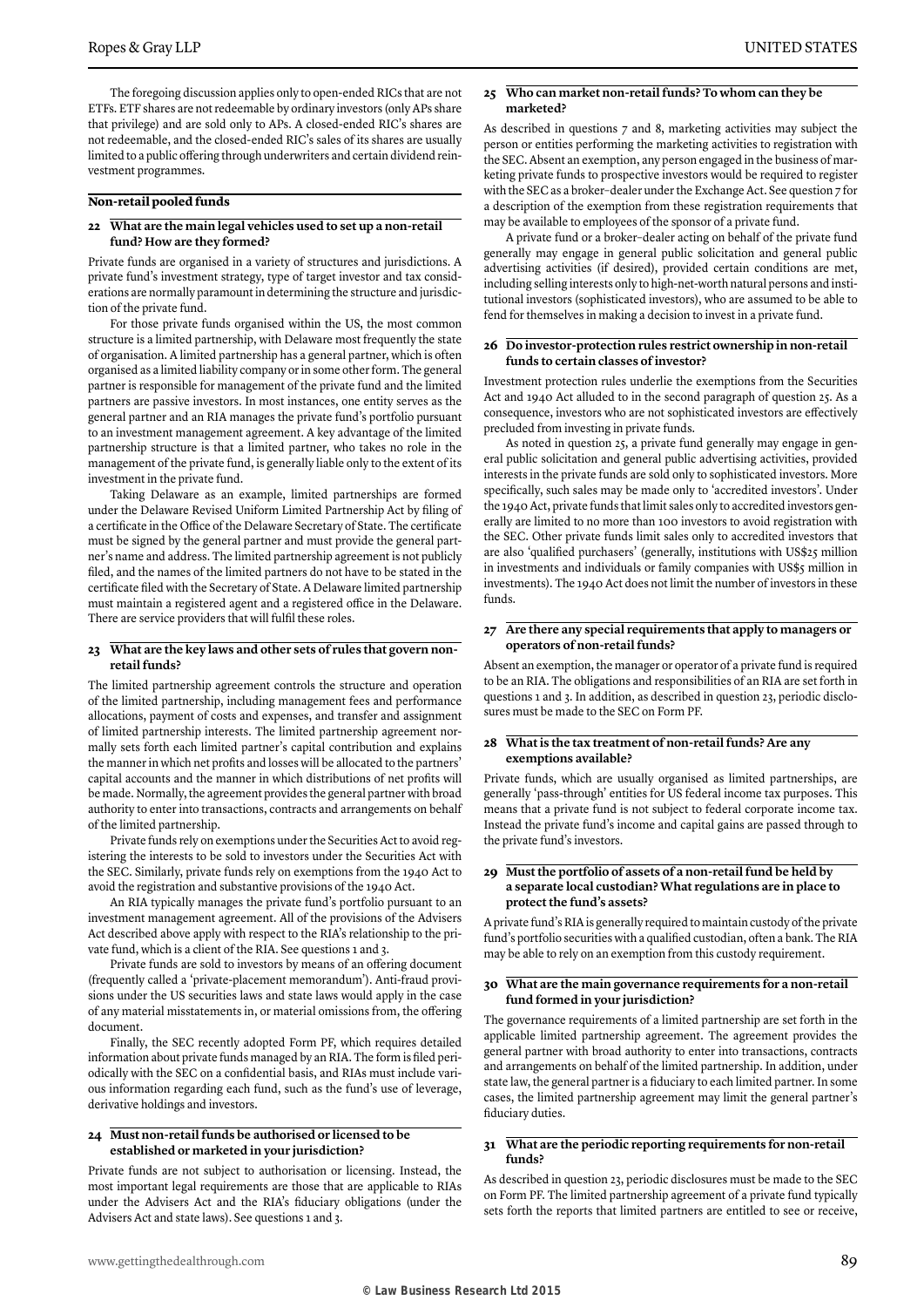The foregoing discussion applies only to open-ended RICs that are not ETFs. ETF shares are not redeemable by ordinary investors (only APs share that privilege) and are sold only to APs. A closed-ended RIC's shares are not redeemable, and the closed-ended RIC's sales of its shares are usually limited to a public offering through underwriters and certain dividend reinvestment programmes.

## Non-retail pooled funds

### 22 What are the main legal vehicles used to set up a non-retail fund? How are they formed?

Private funds are organised in a variety of structures and jurisdictions. A private fund's investment strategy, type of target investor and tax considerations are normally paramount in determining the structure and jurisdiction of the private fund.

For those private funds organised within the US, the most common structure is a limited partnership, with Delaware most frequently the state of organisation. A limited partnership has a general partner, which is often organised as a limited liability company or in some other form. The general partner is responsible for management of the private fund and the limited partners are passive investors. In most instances, one entity serves as the general partner and an RIA manages the private fund's portfolio pursuant to an investment management agreement. A key advantage of the limited partnership structure is that a limited partner, who takes no role in the management of the private fund, is generally liable only to the extent of its investment in the private fund.

Taking Delaware as an example, limited partnerships are formed under the Delaware Revised Uniform Limited Partnership Act by filing of a certificate in the Office of the Delaware Secretary of State. The certificate must be signed by the general partner and must provide the general partner's name and address. The limited partnership agreement is not publicly filed, and the names of the limited partners do not have to be stated in the certificate filed with the Secretary of State. A Delaware limited partnership must maintain a registered agent and a registered office in the Delaware. There are service providers that will fulfil these roles.

### 23 What are the key laws and other sets of rules that govern non-retail funds?

The limited partnership agreement controls the structure and operation of the limited partnership, including management fees and performance allocations, payment of costs and expenses, and transfer and assignment of limited partnership interests. The limited partnership agreement normally sets forth each limited partner's capital contribution and explains the manner in which net profits and losses will be allocated to the partners' capital accounts and the manner in which distributions of net profits will be made. Normally, the agreement provides the general partner with broad authority to enter into transactions, contracts and arrangements on behalf of the limited partnership.

Private funds rely on exemptions under the Securities Act to avoid registering the interests to be sold to investors under the Securities Act with the SEC. Similarly, private funds rely on exemptions from the 1940 Act to avoid the registration and substantive provisions of the 1940 Act.

An RIA typically manages the private fund's portfolio pursuant to an investment management agreement. All of the provisions of the Advisers Act described above apply with respect to the RIA's relationship to the private fund, which is a client of the RIA. See questions 1 and 3.

Private funds are sold to investors by means of an offering document (frequently called a 'private-placement memorandum'). Anti-fraud provisions under the US securities laws and state laws would apply in the case of any material misstatements in, or material omissions from, the offering document.

Finally, the SEC recently adopted Form PF, which requires detailed information about private funds managed by an RIA. The form is filed periodically with the SEC on a confidential basis, and RIAs must include various information regarding each fund, such as the fund's use of leverage, derivative holdings and investors.

### 24 Must non-retail funds be authorised or licensed to be established or marketed in your jurisdiction?

Private funds are not subject to authorisation or licensing. Instead, the most important legal requirements are those that are applicable to RIAs under the Advisers Act and the RIA's fiduciary obligations (under the Advisers Act and state laws). See questions 1 and 3.

### 25 Who can market non-retail funds? To whom can they be marketed?

As described in questions 7 and 8, marketing activities may subject the person or entities performing the marketing activities to registration with the SEC. Absent an exemption, any person engaged in the business of marketing private funds to prospective investors would be required to register with the SEC as a broker–dealer under the Exchange Act. See question 7 for a description of the exemption from these registration requirements that may be available to employees of the sponsor of a private fund.

A private fund or a broker–dealer acting on behalf of the private fund generally may engage in general public solicitation and general public advertising activities (if desired), provided certain conditions are met, including selling interests only to high-net-worth natural persons and institutional investors (sophisticated investors), who are assumed to be able to fend for themselves in making a decision to invest in a private fund.

### 26 Do investor-protection rules restrict ownership in non-retail funds to certain classes of investor?

Investment protection rules underlie the exemptions from the Securities Act and 1940 Act alluded to in the second paragraph of question 25. As a consequence, investors who are not sophisticated investors are effectively precluded from investing in private funds.

As noted in question 25, a private fund generally may engage in general public solicitation and general public advertising activities, provided interests in the private funds are sold only to sophisticated investors. More specifically, such sales may be made only to 'accredited investors'. Under the 1940 Act, private funds that limit sales only to accredited investors generally are limited to no more than 100 investors to avoid registration with the SEC. Other private funds limit sales only to accredited investors that are also 'qualified purchasers' (generally, institutions with US$25 million in investments and individuals or family companies with US$5 million in investments). The 1940 Act does not limit the number of investors in these funds.

### 27 Are there any special requirements that apply to managers or operators of non-retail funds?

Absent an exemption, the manager or operator of a private fund is required to be an RIA. The obligations and responsibilities of an RIA are set forth in questions 1 and 3. In addition, as described in question 23, periodic disclosures must be made to the SEC on Form PF.

### 28 What is the tax treatment of non-retail funds? Are any exemptions available?

Private funds, which are usually organised as limited partnerships, are generally 'pass-through' entities for US federal income tax purposes. This means that a private fund is not subject to federal corporate income tax. Instead the private fund's income and capital gains are passed through to the private fund's investors.

### 29 Must the portfolio of assets of a non-retail fund be held by a separate local custodian? What regulations are in place to protect the fund's assets?

A private fund's RIA is generally required to maintain custody of the private fund's portfolio securities with a qualified custodian, often a bank. The RIA may be able to rely on an exemption from this custody requirement.

### 30 What are the main governance requirements for a non-retail fund formed in your jurisdiction?

The governance requirements of a limited partnership are set forth in the applicable limited partnership agreement. The agreement provides the general partner with broad authority to enter into transactions, contracts and arrangements on behalf of the limited partnership. In addition, under state law, the general partner is a fiduciary to each limited partner. In some cases, the limited partnership agreement may limit the general partner's fiduciary duties.

### 31 What are the periodic reporting requirements for non-retail funds?

As described in question 23, periodic disclosures must be made to the SEC on Form PF. The limited partnership agreement of a private fund typically sets forth the reports that limited partners are entitled to see or receive,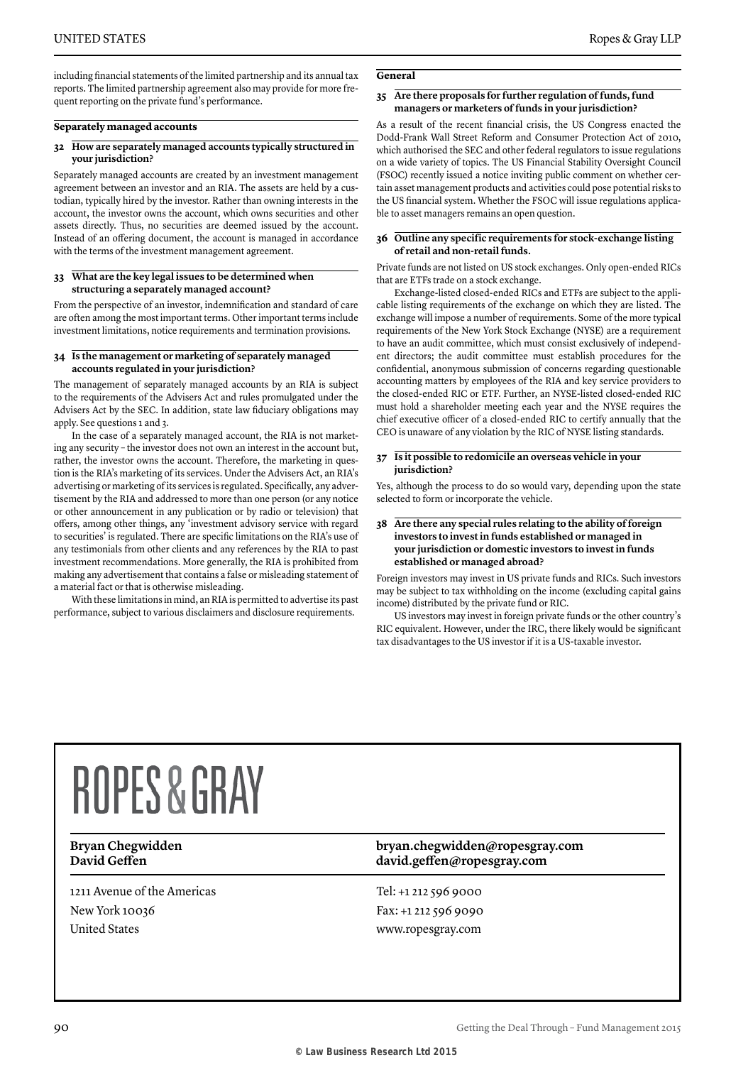including financial statements of the limited partnership and its annual tax reports. The limited partnership agreement also may provide for more frequent reporting on the private fund's performance.

### Separately managed accounts

**32 How are separately managed accounts typically structured in your jurisdiction?**

Separately managed accounts are created by an investment management agreement between an investor and an RIA. The assets are held by a custodian, typically hired by the investor. Rather than owning interests in the account, the investor owns the account, which owns securities and other assets directly. Thus, no securities are deemed issued by the account. Instead of an offering document, the account is managed in accordance with the terms of the investment management agreement.

**33 What are the key legal issues to be determined when structuring a separately managed account?**

From the perspective of an investor, indemnification and standard of care are often among the most important terms. Other important terms include investment limitations, notice requirements and termination provisions.

**34 Is the management or marketing of separately managed accounts regulated in your jurisdiction?**

The management of separately managed accounts by an RIA is subject to the requirements of the Advisers Act and rules promulgated under the Advisers Act by the SEC. In addition, state law fiduciary obligations may apply. See questions 1 and 3.

In the case of a separately managed account, the RIA is not marketing any security – the investor does not own an interest in the account but, rather, the investor owns the account. Therefore, the marketing in question is the RIA's marketing of its services. Under the Advisers Act, an RIA's advertising or marketing of its services is regulated. Specifically, any advertisement by the RIA and addressed to more than one person (or any notice or other announcement in any publication or by radio or television) that offers, among other things, any 'investment advisory service with regard to securities' is regulated. There are specific limitations on the RIA's use of any testimonials from other clients and any references by the RIA to past investment recommendations. More generally, the RIA is prohibited from making any advertisement that contains a false or misleading statement of a material fact or that is otherwise misleading.

With these limitations in mind, an RIA is permitted to advertise its past performance, subject to various disclaimers and disclosure requirements.

### General

**35 Are there proposals for further regulation of funds, fund managers or marketers of funds in your jurisdiction?**

As a result of the recent financial crisis, the US Congress enacted the Dodd-Frank Wall Street Reform and Consumer Protection Act of 2010, which authorised the SEC and other federal regulators to issue regulations on a wide variety of topics. The US Financial Stability Oversight Council (FSOC) recently issued a notice inviting public comment on whether certain asset management products and activities could pose potential risks to the US financial system. Whether the FSOC will issue regulations applicable to asset managers remains an open question.

**36 Outline any specific requirements for stock-exchange listing of retail and non-retail funds.**

Private funds are not listed on US stock exchanges. Only open-ended RICs that are ETFs trade on a stock exchange.

Exchange-listed closed-ended RICs and ETFs are subject to the applicable listing requirements of the exchange on which they are listed. The exchange will impose a number of requirements. Some of the more typical requirements of the New York Stock Exchange (NYSE) are a requirement to have an audit committee, which must consist exclusively of independent directors; the audit committee must establish procedures for the confidential, anonymous submission of concerns regarding questionable accounting matters by employees of the RIA and key service providers to the closed-ended RIC or ETF. Further, an NYSE-listed closed-ended RIC must hold a shareholder meeting each year and the NYSE requires the chief executive officer of a closed-ended RIC to certify annually that the CEO is unaware of any violation by the RIC of NYSE listing standards.

**37 Is it possible to redomicile an overseas vehicle in your jurisdiction?**

Yes, although the process to do so would vary, depending upon the state selected to form or incorporate the vehicle.

**38 Are there any special rules relating to the ability of foreign investors to invest in funds established or managed in your jurisdiction or domestic investors to invest in funds established or managed abroad?**

Foreign investors may invest in US private funds and RICs. Such investors may be subject to tax withholding on the income (excluding capital gains income) distributed by the private fund or RIC.

US investors may invest in foreign private funds or the other country's RIC equivalent. However, under the IRC, there likely would be significant tax disadvantages to the US investor if it is a US-taxable investor.

---

# ROPES & GRAY

| | |
|---|---|
| **Bryan Chegwidden** | **bryan.chegwidden@ropesgray.com** |
| **David Geffen** | **david.geffen@ropesgray.com** |

1211 Avenue of the Americas
New York 10036
United States

Tel: +1 212 596 9000
Fax: +1 212 596 9090
www.ropesgray.com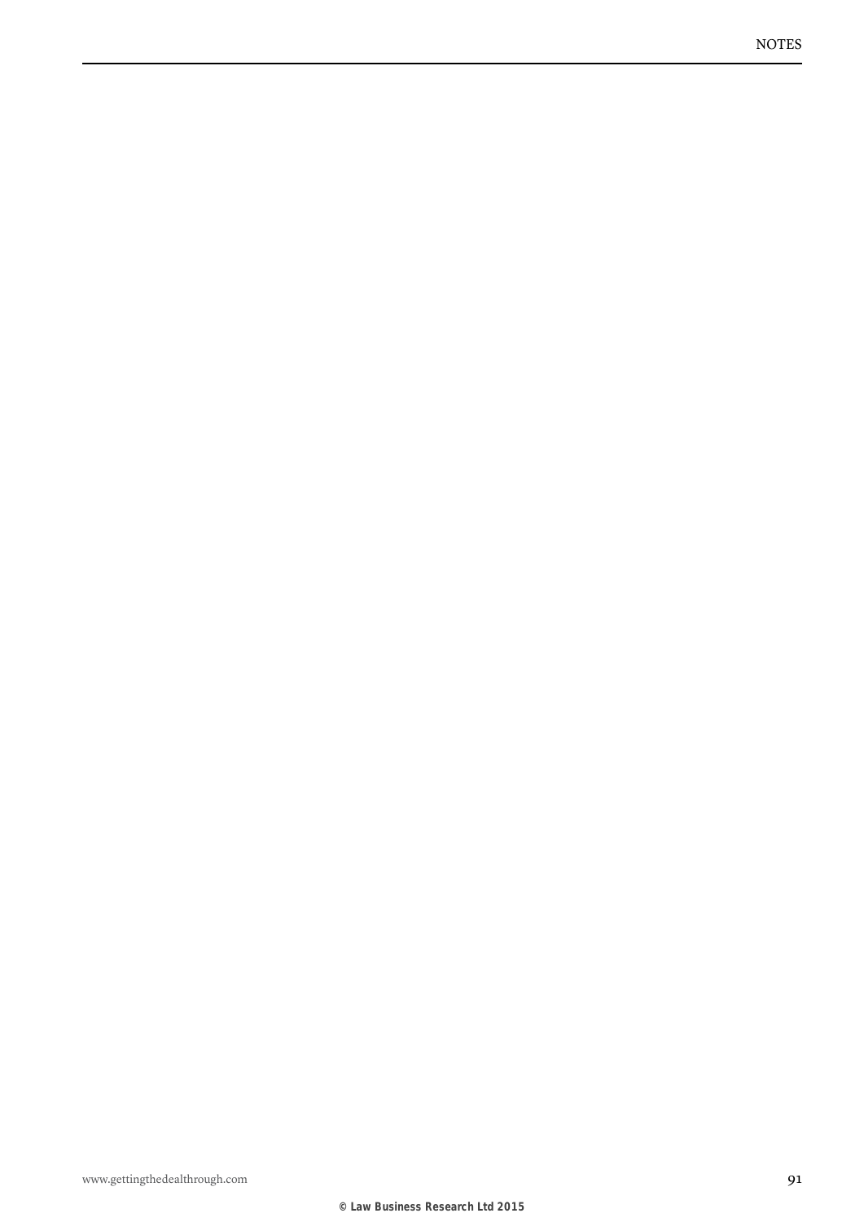# NOTES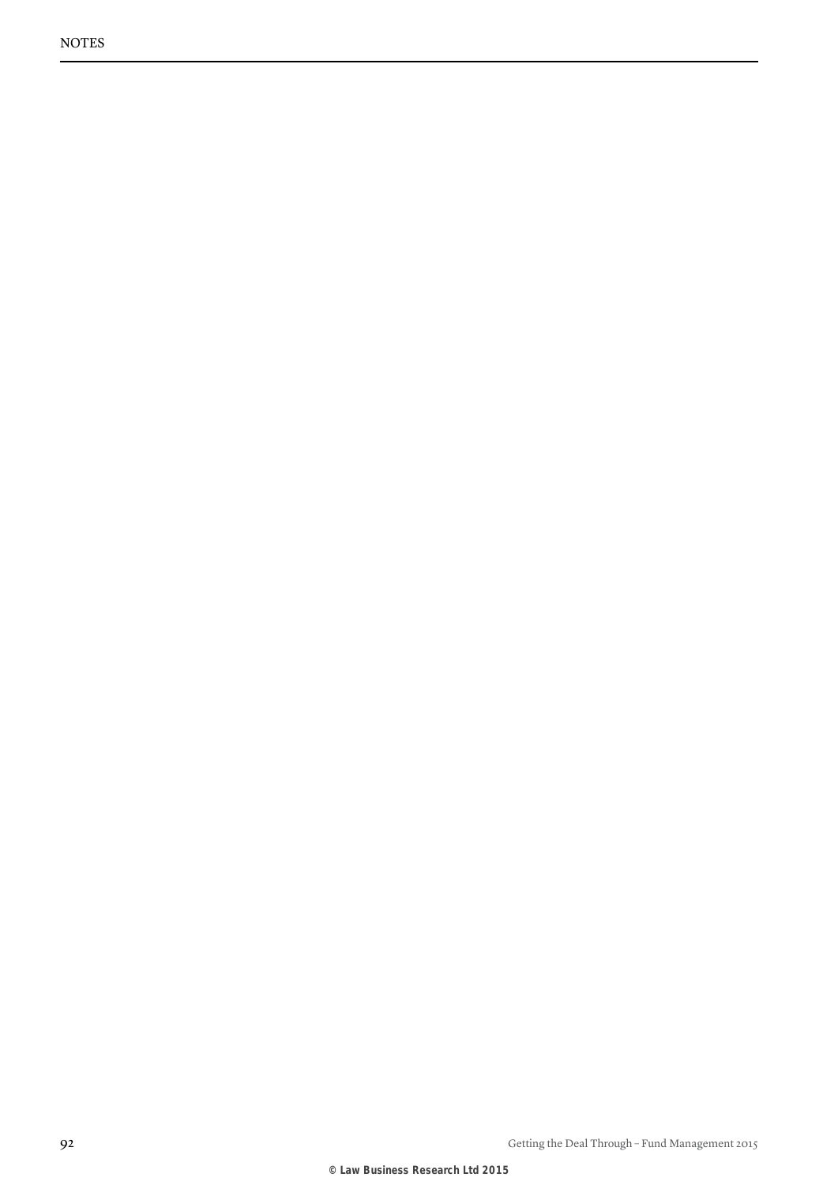# NOTES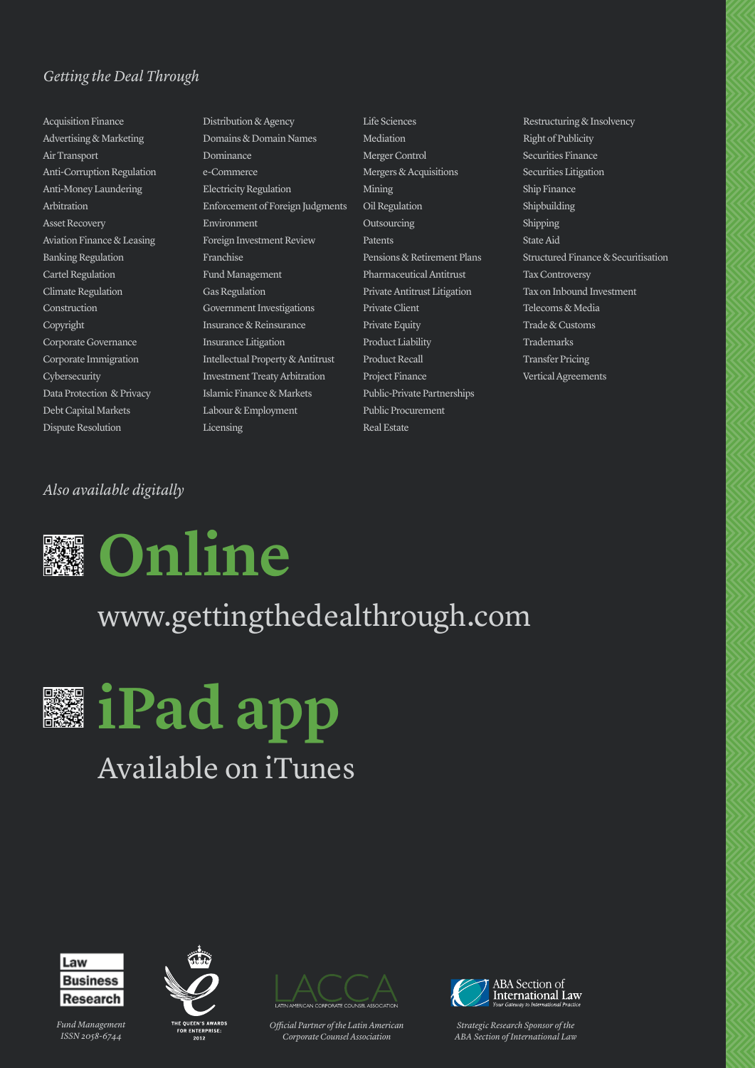*Getting the Deal Through*

Acquisition Finance
Advertising & Marketing
Air Transport
Anti-Corruption Regulation
Anti-Money Laundering
Arbitration
Asset Recovery
Aviation Finance & Leasing
Banking Regulation
Cartel Regulation
Climate Regulation
Construction
Copyright
Corporate Governance
Corporate Immigration
Cybersecurity
Data Protection & Privacy
Debt Capital Markets
Dispute Resolution
Distribution & Agency
Domains & Domain Names
Dominance
e-Commerce
Electricity Regulation
Enforcement of Foreign Judgments
Environment
Foreign Investment Review
Franchise
Fund Management
Gas Regulation
Government Investigations
Insurance & Reinsurance
Insurance Litigation
Intellectual Property & Antitrust
Investment Treaty Arbitration
Islamic Finance & Markets
Labour & Employment
Licensing
Life Sciences
Mediation
Merger Control
Mergers & Acquisitions
Mining
Oil Regulation
Outsourcing
Patents
Pensions & Retirement Plans
Pharmaceutical Antitrust
Private Antitrust Litigation
Private Client
Private Equity
Product Liability
Product Recall
Project Finance
Public-Private Partnerships
Public Procurement
Real Estate
Restructuring & Insolvency
Right of Publicity
Securities Finance
Securities Litigation
Ship Finance
Shipbuilding
Shipping
State Aid
Structured Finance & Securitisation
Tax Controversy
Tax on Inbound Investment
Telecoms & Media
Trade & Customs
Trademarks
Transfer Pricing
Vertical Agreements

*Also available digitally*

# Online

www.gettingthedealthrough.com

# iPad app

Available on iTunes

*Fund Management*
*ISSN 2058-6744*

THE QUEEN'S AWARDS FOR ENTERPRISE: 2012

*Official Partner of the Latin American Corporate Counsel Association*

*Strategic Research Sponsor of the ABA Section of International Law*